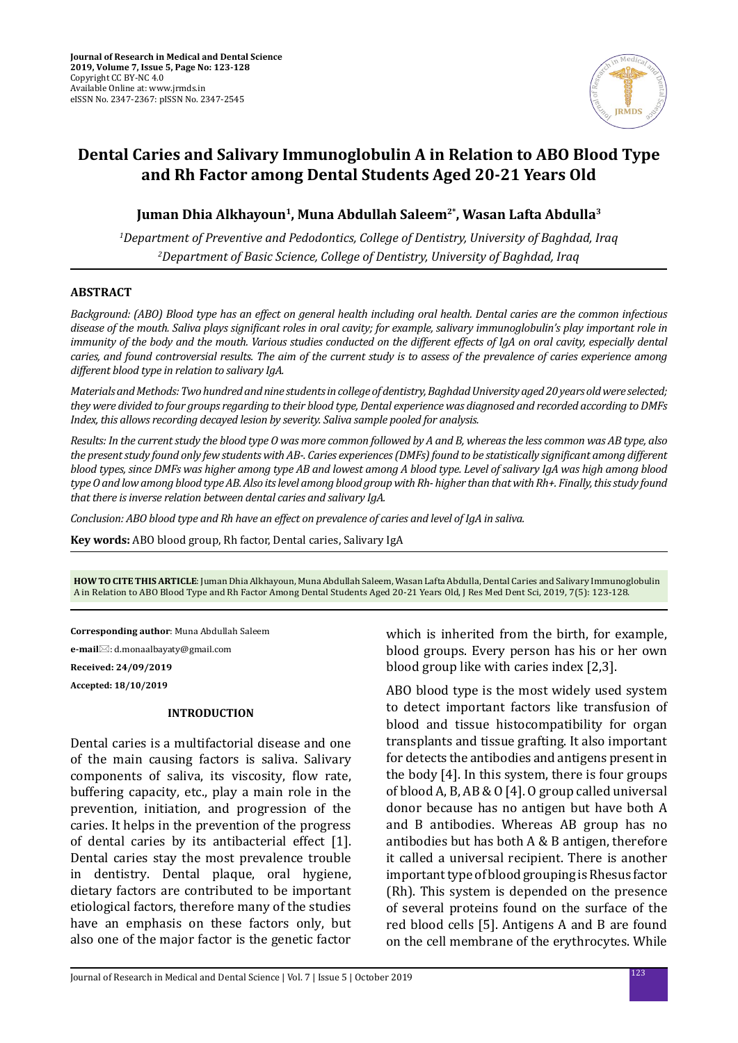# Dental Caries and Salivary Immunoglobulin A in Relation to ABO Blood Type and Rh Factor among Dental Students Aged 20-21 Years Old

**Juman Dhia Alkhayoun[1], Muna Abdullah Saleem[2*], Wasan Lafta Abdulla[3]**

*[1]Department of Preventive and Pedodontics, College of Dentistry, University of Baghdad, Iraq*
*[2]Department of Basic Science, College of Dentistry, University of Baghdad, Iraq*

## ABSTRACT

*Background: (ABO) Blood type has an effect on general health including oral health. Dental caries are the common infectious disease of the mouth. Saliva plays significant roles in oral cavity; for example, salivary immunoglobulin's play important role in immunity of the body and the mouth. Various studies conducted on the different effects of IgA on oral cavity, especially dental caries, and found controversial results. The aim of the current study is to assess of the prevalence of caries experience among different blood type in relation to salivary IgA.*

*Materials and Methods: Two hundred and nine students in college of dentistry, Baghdad University aged 20 years old were selected; they were divided to four groups regarding to their blood type, Dental experience was diagnosed and recorded according to DMFs Index, this allows recording decayed lesion by severity. Saliva sample pooled for analysis.*

*Results: In the current study the blood type O was more common followed by A and B, whereas the less common was AB type, also the present study found only few students with AB-. Caries experiences (DMFs) found to be statistically significant among different blood types, since DMFs was higher among type AB and lowest among A blood type. Level of salivary IgA was high among blood type O and low among blood type AB. Also its level among blood group with Rh- higher than that with Rh+. Finally, this study found that there is inverse relation between dental caries and salivary IgA.*

*Conclusion: ABO blood type and Rh have an effect on prevalence of caries and level of IgA in saliva.*

**Key words:** ABO blood group, Rh factor, Dental caries, Salivary IgA

**HOW TO CITE THIS ARTICLE**: Juman Dhia Alkhayoun, Muna Abdullah Saleem, Wasan Lafta Abdulla, Dental Caries and Salivary Immunoglobulin A in Relation to ABO Blood Type and Rh Factor Among Dental Students Aged 20-21 Years Old, J Res Med Dent Sci, 2019, 7(5): 123-128.

**Corresponding author**: Muna Abdullah Saleem

**e-mail**: d.monaalbayaty@gmail.com

**Received: 24/09/2019**

**Accepted: 18/10/2019**

## INTRODUCTION

Dental caries is a multifactorial disease and one of the main causing factors is saliva. Salivary components of saliva, its viscosity, flow rate, buffering capacity, etc., play a main role in the prevention, initiation, and progression of the caries. It helps in the prevention of the progress of dental caries by its antibacterial effect [1]. Dental caries stay the most prevalence trouble in dentistry. Dental plaque, oral hygiene, dietary factors are contributed to be important etiological factors, therefore many of the studies have an emphasis on these factors only, but also one of the major factor is the genetic factor which is inherited from the birth, for example, blood groups. Every person has his or her own blood group like with caries index [2,3].

ABO blood type is the most widely used system to detect important factors like transfusion of blood and tissue histocompatibility for organ transplants and tissue grafting. It also important for detects the antibodies and antigens present in the body [4]. In this system, there is four groups of blood A, B, AB & O [4]. O group called universal donor because has no antigen but have both A and B antibodies. Whereas AB group has no antibodies but has both A & B antigen, therefore it called a universal recipient. There is another important type of blood grouping is Rhesus factor (Rh). This system is depended on the presence of several proteins found on the surface of the red blood cells [5]. Antigens A and B are found on the cell membrane of the erythrocytes. While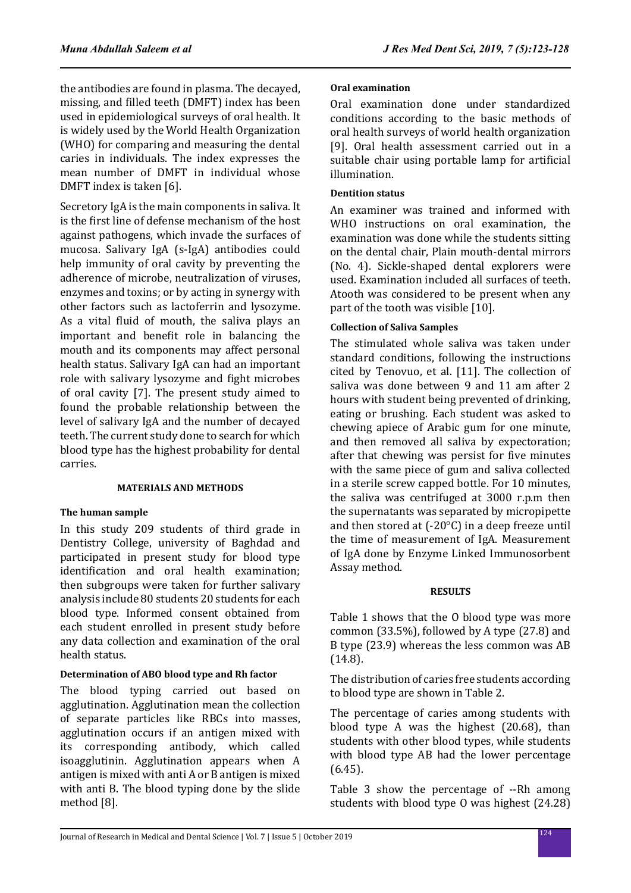the antibodies are found in plasma. The decayed, missing, and filled teeth (DMFT) index has been used in epidemiological surveys of oral health. It is widely used by the World Health Organization (WHO) for comparing and measuring the dental caries in individuals. The index expresses the mean number of DMFT in individual whose DMFT index is taken [6].

Secretory IgA is the main components in saliva. It is the first line of defense mechanism of the host against pathogens, which invade the surfaces of mucosa. Salivary IgA (s-IgA) antibodies could help immunity of oral cavity by preventing the adherence of microbe, neutralization of viruses, enzymes and toxins; or by acting in synergy with other factors such as lactoferrin and lysozyme. As a vital fluid of mouth, the saliva plays an important and benefit role in balancing the mouth and its components may affect personal health status. Salivary IgA can had an important role with salivary lysozyme and fight microbes of oral cavity [7]. The present study aimed to found the probable relationship between the level of salivary IgA and the number of decayed teeth. The current study done to search for which blood type has the highest probability for dental carries.

## MATERIALS AND METHODS

### The human sample

In this study 209 students of third grade in Dentistry College, university of Baghdad and participated in present study for blood type identification and oral health examination; then subgroups were taken for further salivary analysis include 80 students 20 students for each blood type. Informed consent obtained from each student enrolled in present study before any data collection and examination of the oral health status.

### Determination of ABO blood type and Rh factor

The blood typing carried out based on agglutination. Agglutination mean the collection of separate particles like RBCs into masses, agglutination occurs if an antigen mixed with its corresponding antibody, which called isoagglutinin. Agglutination appears when A antigen is mixed with anti A or B antigen is mixed with anti B. The blood typing done by the slide method [8].

### Oral examination

Oral examination done under standardized conditions according to the basic methods of oral health surveys of world health organization [9]. Oral health assessment carried out in a suitable chair using portable lamp for artificial illumination.

### Dentition status

An examiner was trained and informed with WHO instructions on oral examination, the examination was done while the students sitting on the dental chair, Plain mouth-dental mirrors (No. 4). Sickle-shaped dental explorers were used. Examination included all surfaces of teeth. Atooth was considered to be present when any part of the tooth was visible [10].

### Collection of Saliva Samples

The stimulated whole saliva was taken under standard conditions, following the instructions cited by Tenovuo, et al. [11]. The collection of saliva was done between 9 and 11 am after 2 hours with student being prevented of drinking, eating or brushing. Each student was asked to chewing apiece of Arabic gum for one minute, and then removed all saliva by expectoration; after that chewing was persist for five minutes with the same piece of gum and saliva collected in a sterile screw capped bottle. For 10 minutes, the saliva was centrifuged at 3000 r.p.m then the supernatants was separated by micropipette and then stored at (-20°C) in a deep freeze until the time of measurement of IgA. Measurement of IgA done by Enzyme Linked Immunosorbent Assay method.

## RESULTS

Table 1 shows that the O blood type was more common (33.5%), followed by A type (27.8) and B type (23.9) whereas the less common was AB (14.8).

The distribution of caries free students according to blood type are shown in Table 2.

The percentage of caries among students with blood type A was the highest (20.68), than students with other blood types, while students with blood type AB had the lower percentage (6.45).

Table 3 show the percentage of --Rh among students with blood type O was highest (24.28)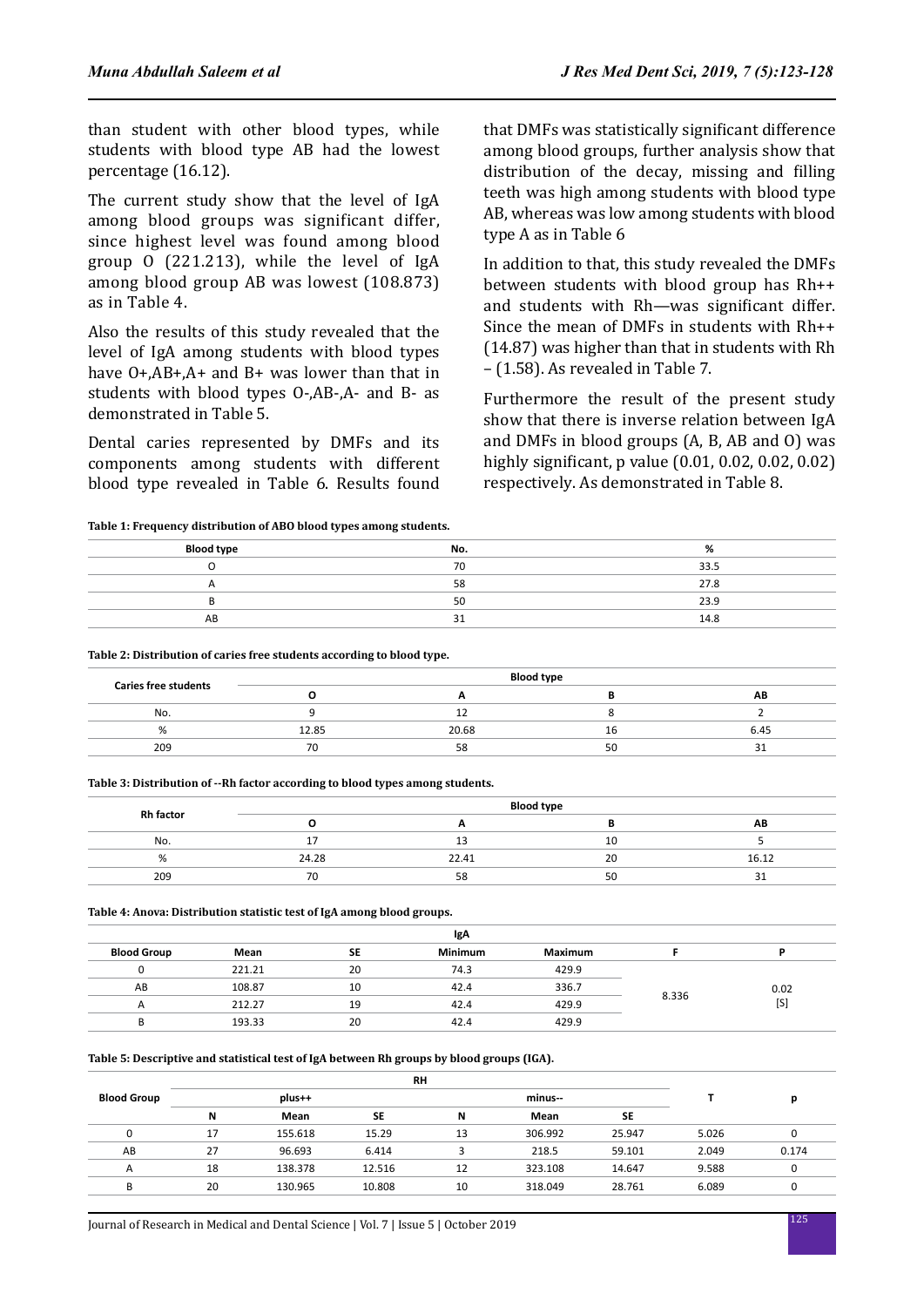than student with other blood types, while students with blood type AB had the lowest percentage (16.12).

The current study show that the level of IgA among blood groups was significant differ, since highest level was found among blood group O (221.213), while the level of IgA among blood group AB was lowest (108.873) as in Table 4.

Also the results of this study revealed that the level of IgA among students with blood types have O+,AB+,A+ and B+ was lower than that in students with blood types O-,AB-,A- and B- as demonstrated in Table 5.

Dental caries represented by DMFs and its components among students with different blood type revealed in Table 6. Results found that DMFs was statistically significant difference among blood groups, further analysis show that distribution of the decay, missing and filling teeth was high among students with blood type AB, whereas was low among students with blood type A as in Table 6

In addition to that, this study revealed the DMFs between students with blood group has Rh++ and students with Rh—was significant differ. Since the mean of DMFs in students with Rh++ (14.87) was higher than that in students with Rh – (1.58). As revealed in Table 7.

Furthermore the result of the present study show that there is inverse relation between IgA and DMFs in blood groups (A, B, AB and O) was highly significant, p value (0.01, 0.02, 0.02, 0.02) respectively. As demonstrated in Table 8.

**Table 1: Frequency distribution of ABO blood types among students.**

| Blood type | No. | % |
|---|---|---|
| O | 70 | 33.5 |
| A | 58 | 27.8 |
| B | 50 | 23.9 |
| AB | 31 | 14.8 |

**Table 2: Distribution of caries free students according to blood type.**

| Caries free students | Blood type | | | |
|---|---|---|---|---|
| | O | A | B | AB |
| No. | 9 | 12 | 8 | 2 |
| % | 12.85 | 20.68 | 16 | 6.45 |
| 209 | 70 | 58 | 50 | 31 |

**Table 3: Distribution of --Rh factor according to blood types among students.**

| Rh factor | Blood type | | | |
|---|---|---|---|---|
| | O | A | B | AB |
| No. | 17 | 13 | 10 | 5 |
| % | 24.28 | 22.41 | 20 | 16.12 |
| 209 | 70 | 58 | 50 | 31 |

**Table 4: Anova: Distribution statistic test of IgA among blood groups.**

| | IgA | | | | | |
|---|---|---|---|---|---|---|
| Blood Group | Mean | SE | Minimum | Maximum | F | P |
| 0 | 221.21 | 20 | 74.3 | 429.9 | 8.336 | 0.02 [S] |
| AB | 108.87 | 10 | 42.4 | 336.7 | | |
| A | 212.27 | 19 | 42.4 | 429.9 | | |
| B | 193.33 | 20 | 42.4 | 429.9 | | |

**Table 5: Descriptive and statistical test of IgA between Rh groups by blood groups (IGA).**

| Blood Group | RH | | | | | | T | p |
|---|---|---|---|---|---|---|---|---|
| | plus++ | | | minus-- | | | | |
| | N | Mean | SE | N | Mean | SE | | |
| 0 | 17 | 155.618 | 15.29 | 13 | 306.992 | 25.947 | 5.026 | 0 |
| AB | 27 | 96.693 | 6.414 | 3 | 218.5 | 59.101 | 2.049 | 0.174 |
| A | 18 | 138.378 | 12.516 | 12 | 323.108 | 14.647 | 9.588 | 0 |
| B | 20 | 130.965 | 10.808 | 10 | 318.049 | 28.761 | 6.089 | 0 |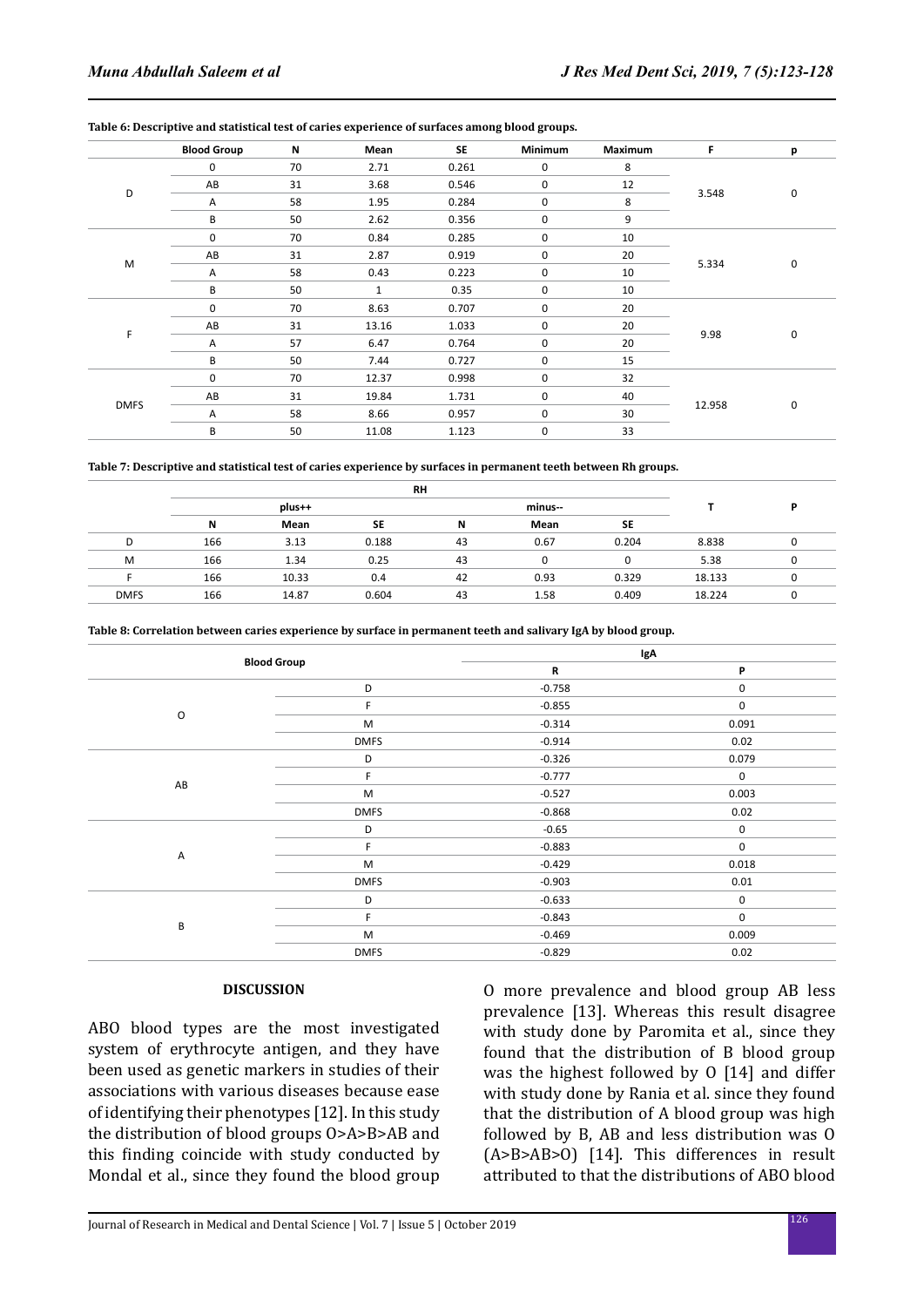**Table 6: Descriptive and statistical test of caries experience of surfaces among blood groups.**

| | Blood Group | N | Mean | SE | Minimum | Maximum | F | p |
|---|---|---|---|---|---|---|---|---|
| D | 0 | 70 | 2.71 | 0.261 | 0 | 8 | 3.548 | 0 |
| | AB | 31 | 3.68 | 0.546 | 0 | 12 | | |
| | A | 58 | 1.95 | 0.284 | 0 | 8 | | |
| | B | 50 | 2.62 | 0.356 | 0 | 9 | | |
| M | 0 | 70 | 0.84 | 0.285 | 0 | 10 | 5.334 | 0 |
| | AB | 31 | 2.87 | 0.919 | 0 | 20 | | |
| | A | 58 | 0.43 | 0.223 | 0 | 10 | | |
| | B | 50 | 1 | 0.35 | 0 | 10 | | |
| F | 0 | 70 | 8.63 | 0.707 | 0 | 20 | 9.98 | 0 |
| | AB | 31 | 13.16 | 1.033 | 0 | 20 | | |
| | A | 57 | 6.47 | 0.764 | 0 | 20 | | |
| | B | 50 | 7.44 | 0.727 | 0 | 15 | | |
| DMFS | 0 | 70 | 12.37 | 0.998 | 0 | 32 | 12.958 | 0 |
| | AB | 31 | 19.84 | 1.731 | 0 | 40 | | |
| | A | 58 | 8.66 | 0.957 | 0 | 30 | | |
| | B | 50 | 11.08 | 1.123 | 0 | 33 | | |

**Table 7: Descriptive and statistical test of caries experience by surfaces in permanent teeth between Rh groups.**

| | RH | | | | | | T | P |
|---|---|---|---|---|---|---|---|---|
| | plus++ | | | minus-- | | | | |
| | N | Mean | SE | N | Mean | SE | | |
| D | 166 | 3.13 | 0.188 | 43 | 0.67 | 0.204 | 8.838 | 0 |
| M | 166 | 1.34 | 0.25 | 43 | 0 | 0 | 5.38 | 0 |
| F | 166 | 10.33 | 0.4 | 42 | 0.93 | 0.329 | 18.133 | 0 |
| DMFS | 166 | 14.87 | 0.604 | 43 | 1.58 | 0.409 | 18.224 | 0 |

**Table 8: Correlation between caries experience by surface in permanent teeth and salivary IgA by blood group.**

| Blood Group | | IgA | |
|---|---|---|---|
| | | R | P |
| O | D | -0.758 | 0 |
| | F | -0.855 | 0 |
| | M | -0.314 | 0.091 |
| | DMFS | -0.914 | 0.02 |
| AB | D | -0.326 | 0.079 |
| | F | -0.777 | 0 |
| | M | -0.527 | 0.003 |
| | DMFS | -0.868 | 0.02 |
| A | D | -0.65 | 0 |
| | F | -0.883 | 0 |
| | M | -0.429 | 0.018 |
| | DMFS | -0.903 | 0.01 |
| B | D | -0.633 | 0 |
| | F | -0.843 | 0 |
| | M | -0.469 | 0.009 |
| | DMFS | -0.829 | 0.02 |

## DISCUSSION

ABO blood types are the most investigated system of erythrocyte antigen, and they have been used as genetic markers in studies of their associations with various diseases because ease of identifying their phenotypes [12]. In this study the distribution of blood groups O>A>B>AB and this finding coincide with study conducted by Mondal et al., since they found the blood group O more prevalence and blood group AB less prevalence [13]. Whereas this result disagree with study done by Paromita et al., since they found that the distribution of B blood group was the highest followed by O [14] and differ with study done by Rania et al. since they found that the distribution of A blood group was high followed by B, AB and less distribution was O (A>B>AB>O) [14]. This differences in result attributed to that the distributions of ABO blood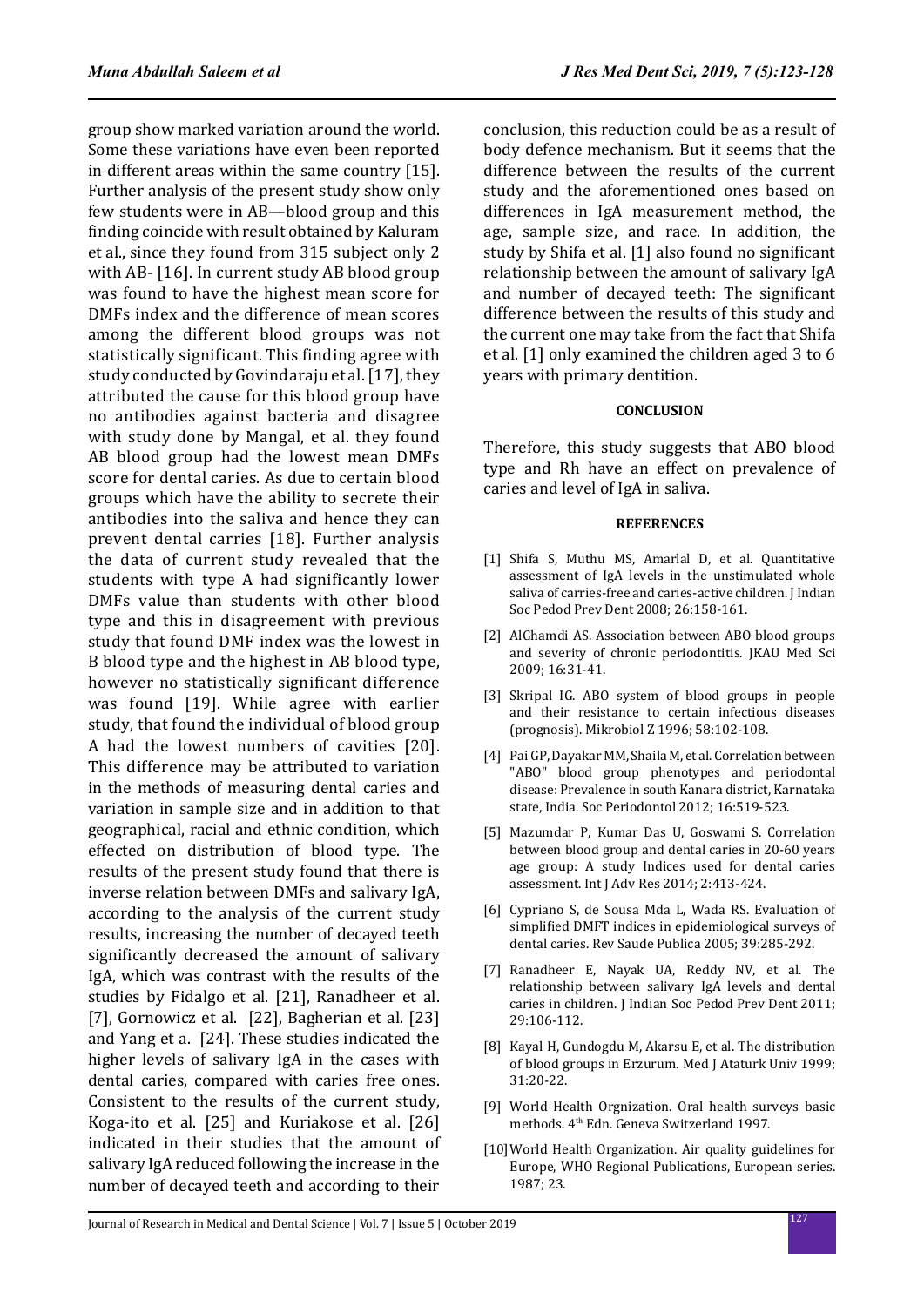group show marked variation around the world. Some these variations have even been reported in different areas within the same country [15]. Further analysis of the present study show only few students were in AB—blood group and this finding coincide with result obtained by Kaluram et al., since they found from 315 subject only 2 with AB- [16]. In current study AB blood group was found to have the highest mean score for DMFs index and the difference of mean scores among the different blood groups was not statistically significant. This finding agree with study conducted by Govindaraju et al. [17], they attributed the cause for this blood group have no antibodies against bacteria and disagree with study done by Mangal, et al. they found AB blood group had the lowest mean DMFs score for dental caries. As due to certain blood groups which have the ability to secrete their antibodies into the saliva and hence they can prevent dental carries [18]. Further analysis the data of current study revealed that the students with type A had significantly lower DMFs value than students with other blood type and this in disagreement with previous study that found DMF index was the lowest in B blood type and the highest in AB blood type, however no statistically significant difference was found [19]. While agree with earlier study, that found the individual of blood group A had the lowest numbers of cavities [20]. This difference may be attributed to variation in the methods of measuring dental caries and variation in sample size and in addition to that geographical, racial and ethnic condition, which effected on distribution of blood type. The results of the present study found that there is inverse relation between DMFs and salivary IgA, according to the analysis of the current study results, increasing the number of decayed teeth significantly decreased the amount of salivary IgA, which was contrast with the results of the studies by Fidalgo et al. [21], Ranadheer et al. [7], Gornowicz et al. [22], Bagherian et al. [23] and Yang et a. [24]. These studies indicated the higher levels of salivary IgA in the cases with dental caries, compared with caries free ones. Consistent to the results of the current study, Koga-ito et al. [25] and Kuriakose et al. [26] indicated in their studies that the amount of salivary IgA reduced following the increase in the number of decayed teeth and according to their conclusion, this reduction could be as a result of body defence mechanism. But it seems that the difference between the results of the current study and the aforementioned ones based on differences in IgA measurement method, the age, sample size, and race. In addition, the study by Shifa et al. [1] also found no significant relationship between the amount of salivary IgA and number of decayed teeth: The significant difference between the results of this study and the current one may take from the fact that Shifa et al. [1] only examined the children aged 3 to 6 years with primary dentition.

## CONCLUSION

Therefore, this study suggests that ABO blood type and Rh have an effect on prevalence of caries and level of IgA in saliva.

## REFERENCES

[1] Shifa S, Muthu MS, Amarlal D, et al. Quantitative assessment of IgA levels in the unstimulated whole saliva of carries-free and caries-active children. J Indian Soc Pedod Prev Dent 2008; 26:158-161.

[2] AlGhamdi AS. Association between ABO blood groups and severity of chronic periodontitis. JKAU Med Sci 2009; 16:31-41.

[3] Skripal IG. ABO system of blood groups in people and their resistance to certain infectious diseases (prognosis). Mikrobiol Z 1996; 58:102-108.

[4] Pai GP, Dayakar MM, Shaila M, et al. Correlation between "ABO" blood group phenotypes and periodontal disease: Prevalence in south Kanara district, Karnataka state, India. Soc Periodontol 2012; 16:519-523.

[5] Mazumdar P, Kumar Das U, Goswami S. Correlation between blood group and dental caries in 20-60 years age group: A study Indices used for dental caries assessment. Int J Adv Res 2014; 2:413-424.

[6] Cypriano S, de Sousa Mda L, Wada RS. Evaluation of simplified DMFT indices in epidemiological surveys of dental caries. Rev Saude Publica 2005; 39:285-292.

[7] Ranadheer E, Nayak UA, Reddy NV, et al. The relationship between salivary IgA levels and dental caries in children. J Indian Soc Pedod Prev Dent 2011; 29:106-112.

[8] Kayal H, Gundogdu M, Akarsu E, et al. The distribution of blood groups in Erzurum. Med J Ataturk Univ 1999; 31:20-22.

[9] World Health Orgnization. Oral health surveys basic methods. 4th Edn. Geneva Switzerland 1997.

[10] World Health Organization. Air quality guidelines for Europe, WHO Regional Publications, European series. 1987; 23.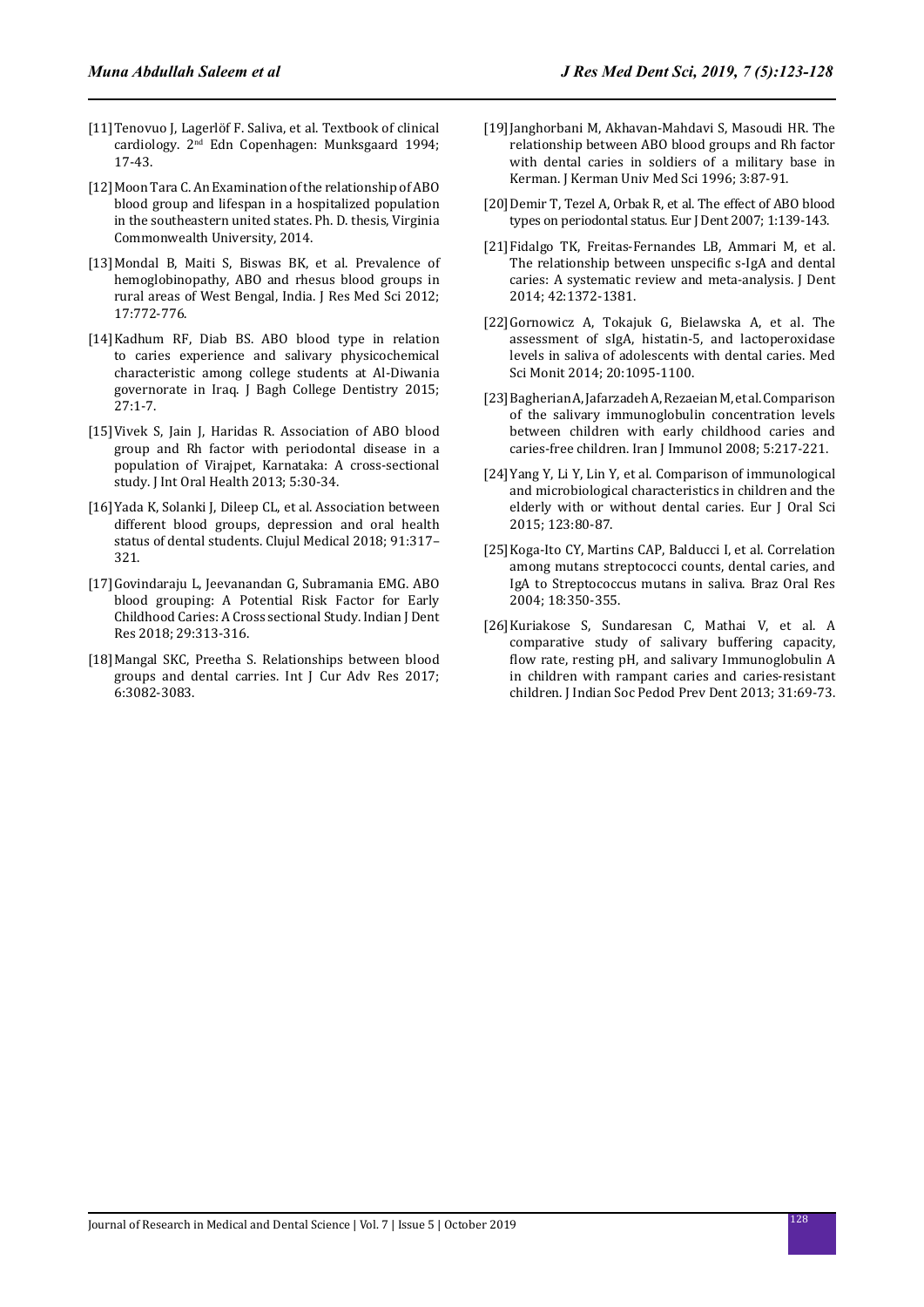[11] Tenovuo J, Lagerlöf F. Saliva, et al. Textbook of clinical cardiology. 2nd Edn Copenhagen: Munksgaard 1994; 17-43.

[12] Moon Tara C. An Examination of the relationship of ABO blood group and lifespan in a hospitalized population in the southeastern united states. Ph. D. thesis, Virginia Commonwealth University, 2014.

[13] Mondal B, Maiti S, Biswas BK, et al. Prevalence of hemoglobinopathy, ABO and rhesus blood groups in rural areas of West Bengal, India. J Res Med Sci 2012; 17:772-776.

[14] Kadhum RF, Diab BS. ABO blood type in relation to caries experience and salivary physicochemical characteristic among college students at Al-Diwania governorate in Iraq. J Bagh College Dentistry 2015; 27:1-7.

[15] Vivek S, Jain J, Haridas R. Association of ABO blood group and Rh factor with periodontal disease in a population of Virajpet, Karnataka: A cross-sectional study. J Int Oral Health 2013; 5:30-34.

[16] Yada K, Solanki J, Dileep CL, et al. Association between different blood groups, depression and oral health status of dental students. Clujul Medical 2018; 91:317–321.

[17] Govindaraju L, Jeevanandan G, Subramania EMG. ABO blood grouping: A Potential Risk Factor for Early Childhood Caries: A Cross sectional Study. Indian J Dent Res 2018; 29:313-316.

[18] Mangal SKC, Preetha S. Relationships between blood groups and dental carries. Int J Cur Adv Res 2017; 6:3082-3083.

[19] Janghorbani M, Akhavan-Mahdavi S, Masoudi HR. The relationship between ABO blood groups and Rh factor with dental caries in soldiers of a military base in Kerman. J Kerman Univ Med Sci 1996; 3:87-91.

[20] Demir T, Tezel A, Orbak R, et al. The effect of ABO blood types on periodontal status. Eur J Dent 2007; 1:139-143.

[21] Fidalgo TK, Freitas-Fernandes LB, Ammari M, et al. The relationship between unspecific s-IgA and dental caries: A systematic review and meta-analysis. J Dent 2014; 42:1372-1381.

[22] Gornowicz A, Tokajuk G, Bielawska A, et al. The assessment of sIgA, histatin-5, and lactoperoxidase levels in saliva of adolescents with dental caries. Med Sci Monit 2014; 20:1095-1100.

[23] Bagherian A, Jafarzadeh A, Rezaeian M, et al. Comparison of the salivary immunoglobulin concentration levels between children with early childhood caries and caries-free children. Iran J Immunol 2008; 5:217-221.

[24] Yang Y, Li Y, Lin Y, et al. Comparison of immunological and microbiological characteristics in children and the elderly with or without dental caries. Eur J Oral Sci 2015; 123:80-87.

[25] Koga-Ito CY, Martins CAP, Balducci I, et al. Correlation among mutans streptococci counts, dental caries, and IgA to Streptococcus mutans in saliva. Braz Oral Res 2004; 18:350-355.

[26] Kuriakose S, Sundaresan C, Mathai V, et al. A comparative study of salivary buffering capacity, flow rate, resting pH, and salivary Immunoglobulin A in children with rampant caries and caries-resistant children. J Indian Soc Pedod Prev Dent 2013; 31:69-73.